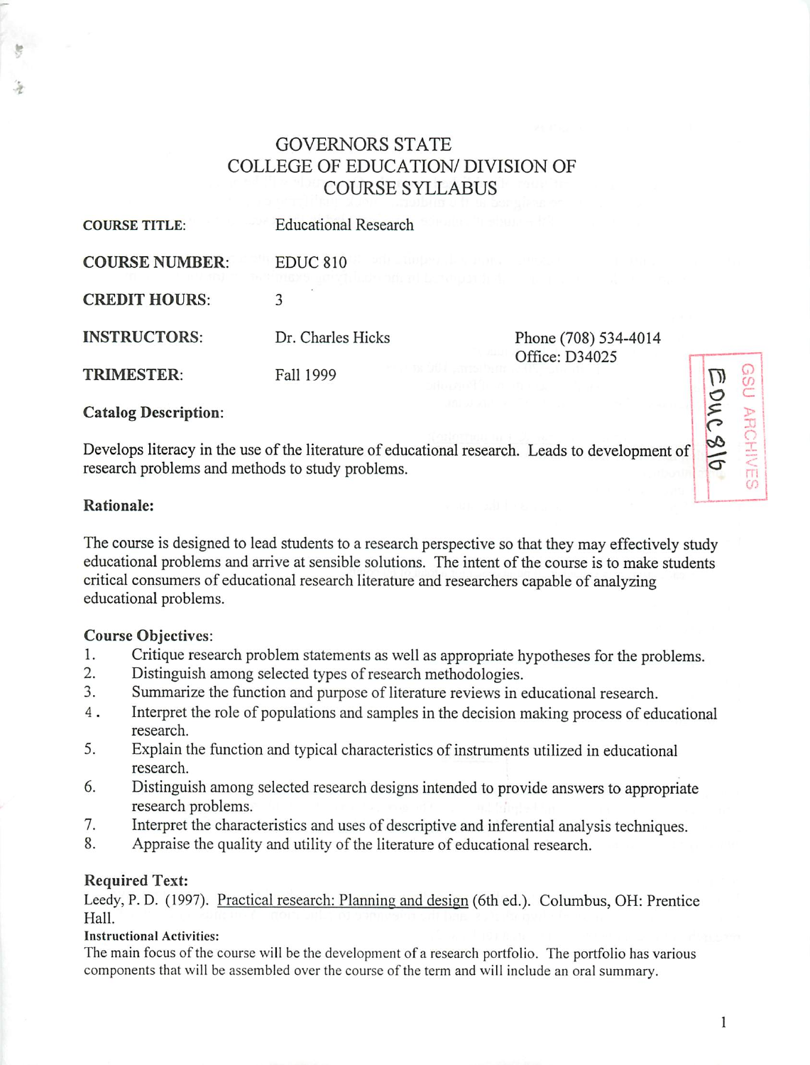# GOVERNORS STATE
## COLLEGE OF EDUCATION/ DIVISION OF
## COURSE SYLLABUS

**COURSE TITLE:** Educational Research

**COURSE NUMBER:** EDUC 810

**CREDIT HOURS:** 3

**INSTRUCTORS:** Dr. Charles Hicks — Phone (708) 534-4014, Office: D34025

**TRIMESTER:** Fall 1999

GSU ARCHIVES EDUC 810

### Catalog Description:

Develops literacy in the use of the literature of educational research. Leads to development of research problems and methods to study problems.

### Rationale:

The course is designed to lead students to a research perspective so that they may effectively study educational problems and arrive at sensible solutions. The intent of the course is to make students critical consumers of educational research literature and researchers capable of analyzing educational problems.

### Course Objectives:

1. Critique research problem statements as well as appropriate hypotheses for the problems.
2. Distinguish among selected types of research methodologies.
3. Summarize the function and purpose of literature reviews in educational research.
4. Interpret the role of populations and samples in the decision making process of educational research.
5. Explain the function and typical characteristics of instruments utilized in educational research.
6. Distinguish among selected research designs intended to provide answers to appropriate research problems.
7. Interpret the characteristics and uses of descriptive and inferential analysis techniques.
8. Appraise the quality and utility of the literature of educational research.

### Required Text:

Leedy, P. D. (1997). Practical research: Planning and design (6th ed.). Columbus, OH: Prentice Hall.

**Instructional Activities:**

The main focus of the course will be the development of a research portfolio. The portfolio has various components that will be assembled over the course of the term and will include an oral summary.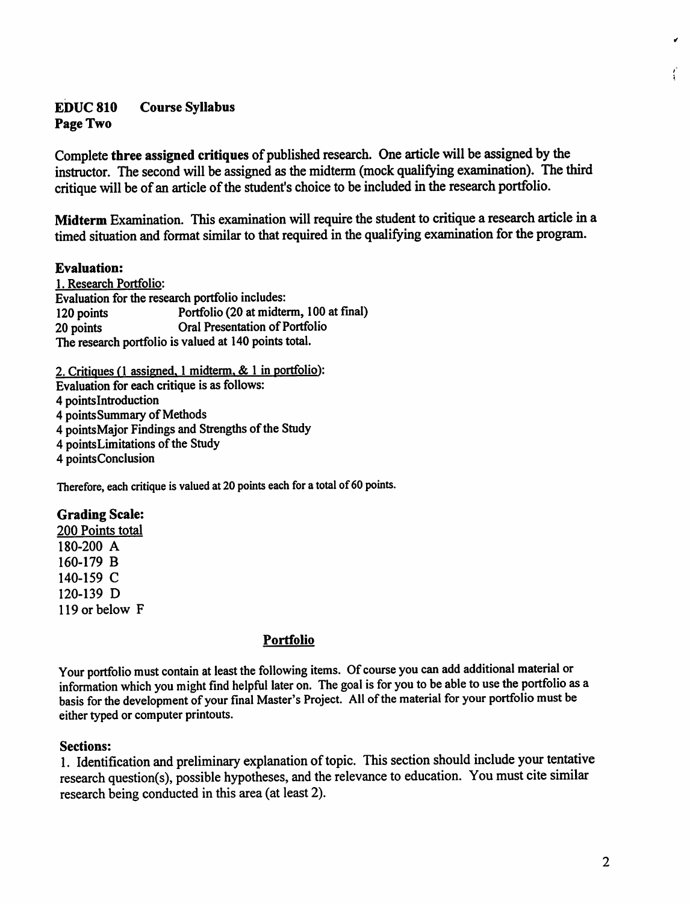**EDUC 810 Course Syllabus**
**Page Two**

Complete **three assigned critiques** of published research. One article will be assigned by the instructor. The second will be assigned as the midterm (mock qualifying examination). The third critique will be of an article of the student's choice to be included in the research portfolio.

**Midterm** Examination. This examination will require the student to critique a research article in a timed situation and format similar to that required in the qualifying examination for the program.

**Evaluation:**

1. Research Portfolio:

Evaluation for the research portfolio includes:

120 points Portfolio (20 at midterm, 100 at final)
20 points Oral Presentation of Portfolio

The research portfolio is valued at 140 points total.

2. Critiques (1 assigned, 1 midterm, & 1 in portfolio):

Evaluation for each critique is as follows:

4 pointsIntroduction
4 pointsSummary of Methods
4 pointsMajor Findings and Strengths of the Study
4 pointsLimitations of the Study
4 pointsConclusion

Therefore, each critique is valued at 20 points each for a total of 60 points.

**Grading Scale:**

200 Points total
180-200 A
160-179 B
140-159 C
120-139 D
119 or below F

## Portfolio

Your portfolio must contain at least the following items. Of course you can add additional material or information which you might find helpful later on. The goal is for you to be able to use the portfolio as a basis for the development of your final Master's Project. All of the material for your portfolio must be either typed or computer printouts.

**Sections:**

1. Identification and preliminary explanation of topic. This section should include your tentative research question(s), possible hypotheses, and the relevance to education. You must cite similar research being conducted in this area (at least 2).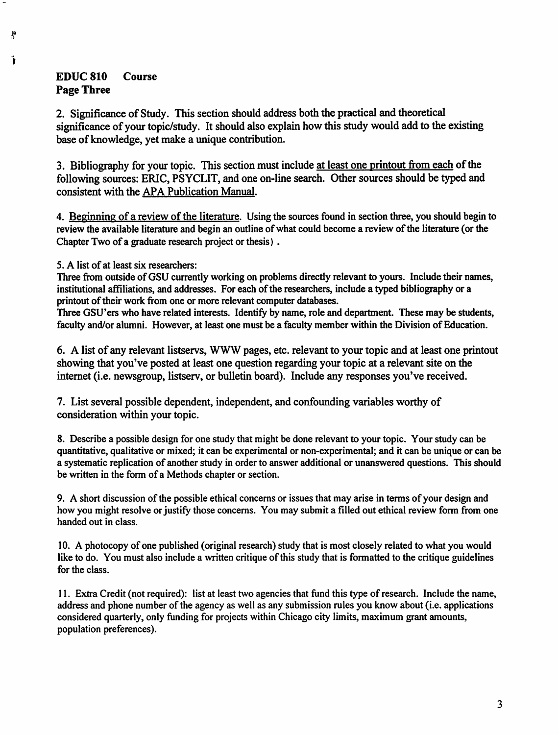**EDUC 810 Course**
**Page Three**

2. Significance of Study. This section should address both the practical and theoretical significance of your topic/study. It should also explain how this study would add to the existing base of knowledge, yet make a unique contribution.

3. Bibliography for your topic. This section must include <u>at least one printout from each</u> of the following sources: ERIC, PSYCLIT, and one on-line search. Other sources should be typed and consistent with the <u>APA Publication Manual</u>.

4. <u>Beginning of a review of the literature</u>. Using the sources found in section three, you should begin to review the available literature and begin an outline of what could become a review of the literature (or the Chapter Two of a graduate research project or thesis) .

5. A list of at least six researchers:
Three from outside of GSU currently working on problems directly relevant to yours. Include their names, institutional affiliations, and addresses. For each of the researchers, include a typed bibliography or a printout of their work from one or more relevant computer databases.
Three GSU'ers who have related interests. Identify by name, role and department. These may be students, faculty and/or alumni. However, at least one must be a faculty member within the Division of Education.

6. A list of any relevant listservs, WWW pages, etc. relevant to your topic and at least one printout showing that you've posted at least one question regarding your topic at a relevant site on the internet (i.e. newsgroup, listserv, or bulletin board). Include any responses you've received.

7. List several possible dependent, independent, and confounding variables worthy of consideration within your topic.

8. Describe a possible design for one study that might be done relevant to your topic. Your study can be quantitative, qualitative or mixed; it can be experimental or non-experimental; and it can be unique or can be a systematic replication of another study in order to answer additional or unanswered questions. This should be written in the form of a Methods chapter or section.

9. A short discussion of the possible ethical concerns or issues that may arise in terms of your design and how you might resolve or justify those concerns. You may submit a filled out ethical review form from one handed out in class.

10. A photocopy of one published (original research) study that is most closely related to what you would like to do. You must also include a written critique of this study that is formatted to the critique guidelines for the class.

11. Extra Credit (not required): list at least two agencies that fund this type of research. Include the name, address and phone number of the agency as well as any submission rules you know about (i.e. applications considered quarterly, only funding for projects within Chicago city limits, maximum grant amounts, population preferences).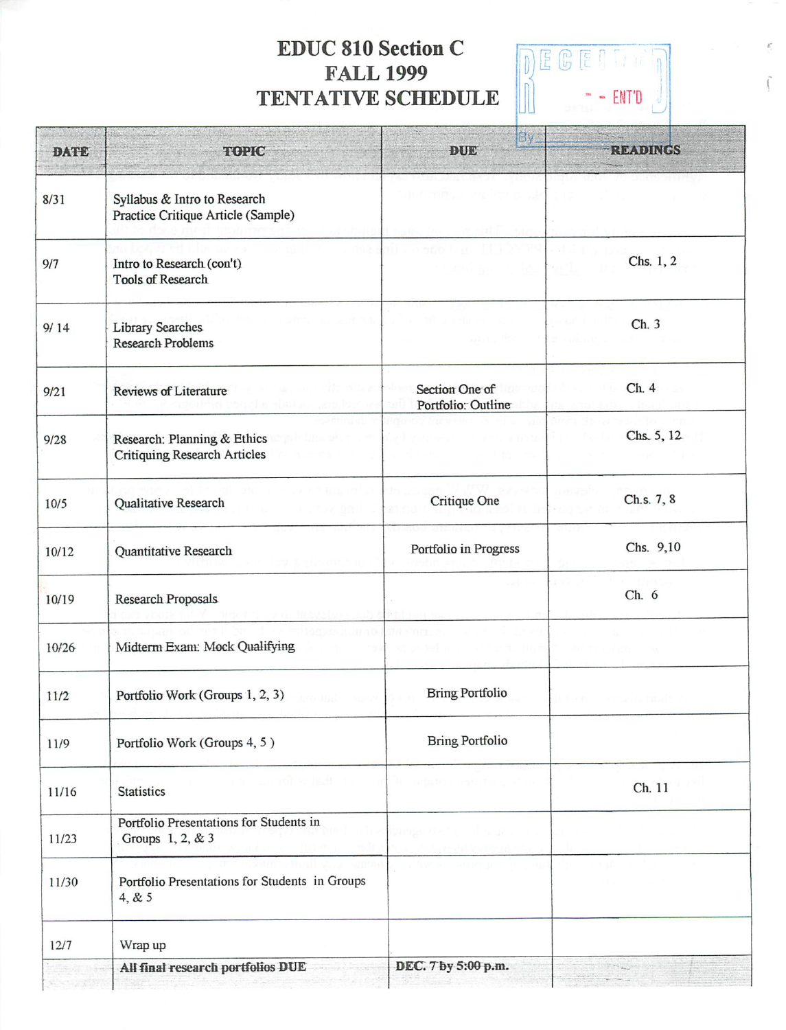# EDUC 810 Section C
# FALL 1999
# TENTATIVE SCHEDULE

RECEIVED
ENT'D
By

| DATE | TOPIC | DUE | READINGS |
|---|---|---|---|
| 8/31 | Syllabus & Intro to Research<br>Practice Critique Article (Sample) | | |
| 9/7 | Intro to Research (con't)<br>Tools of Research | | Chs. 1, 2 |
| 9/ 14 | Library Searches<br>Research Problems | | Ch. 3 |
| 9/21 | Reviews of Literature | Section One of Portfolio: Outline | Ch. 4 |
| 9/28 | Research: Planning & Ethics<br>Critiquing Research Articles | | Chs. 5, 12 |
| 10/5 | Qualitative Research | Critique One | Ch.s. 7, 8 |
| 10/12 | Quantitative Research | Portfolio in Progress | Chs. 9,10 |
| 10/19 | Research Proposals | | Ch. 6 |
| 10/26 | Midterm Exam: Mock Qualifying | | |
| 11/2 | Portfolio Work (Groups 1, 2, 3) | Bring Portfolio | |
| 11/9 | Portfolio Work (Groups 4, 5 ) | Bring Portfolio | |
| 11/16 | Statistics | | Ch. 11 |
| 11/23 | Portfolio Presentations for Students in Groups 1, 2, & 3 | | |
| 11/30 | Portfolio Presentations for Students in Groups 4, & 5 | | |
| 12/7 | Wrap up | | |
| | **All final research portfolios DUE** | **DEC. 7 by 5:00 p.m.** | |